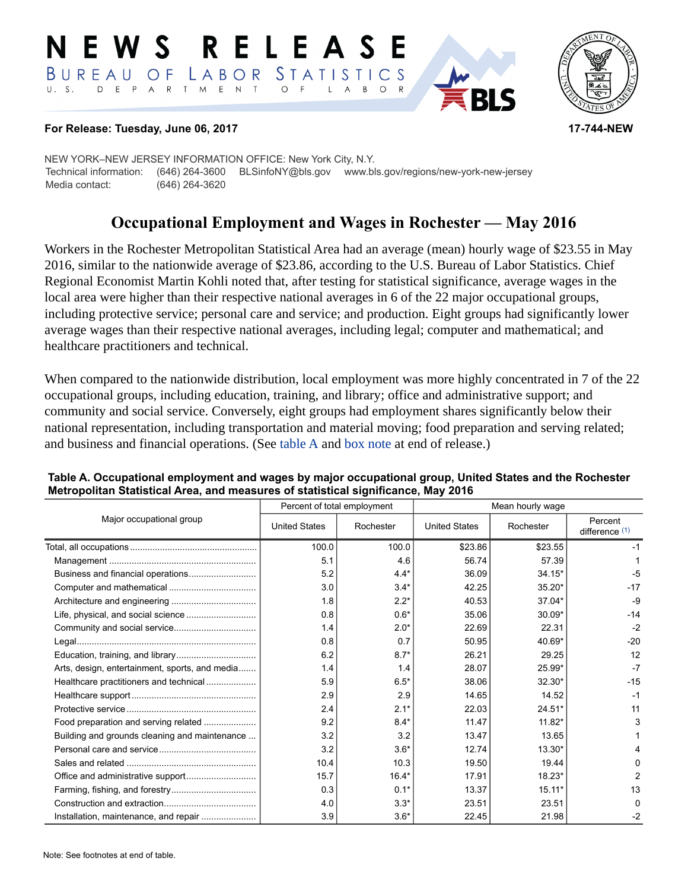# NEWS RELEASE

BUREAU OF LABOR STATISTICS

U. S. DEPARTMENT OF LABOR

**For Release: Tuesday, June 06, 2017** **17-744-NEW**

NEW YORK–NEW JERSEY INFORMATION OFFICE: New York City, N.Y.
Technical information: (646) 264-3600 BLSinfoNY@bls.gov www.bls.gov/regions/new-york-new-jersey
Media contact: (646) 264-3620

## Occupational Employment and Wages in Rochester — May 2016

Workers in the Rochester Metropolitan Statistical Area had an average (mean) hourly wage of $23.55 in May 2016, similar to the nationwide average of $23.86, according to the U.S. Bureau of Labor Statistics. Chief Regional Economist Martin Kohli noted that, after testing for statistical significance, average wages in the local area were higher than their respective national averages in 6 of the 22 major occupational groups, including protective service; personal care and service; and production. Eight groups had significantly lower average wages than their respective national averages, including legal; computer and mathematical; and healthcare practitioners and technical.

When compared to the nationwide distribution, local employment was more highly concentrated in 7 of the 22 occupational groups, including education, training, and library; office and administrative support; and community and social service. Conversely, eight groups had employment shares significantly below their national representation, including transportation and material moving; food preparation and serving related; and business and financial operations. (See table A and box note at end of release.)

**Table A. Occupational employment and wages by major occupational group, United States and the Rochester Metropolitan Statistical Area, and measures of statistical significance, May 2016**

| Major occupational group | Percent of total employment | | Mean hourly wage | | |
|---|---|---|---|---|---|
| | United States | Rochester | United States | Rochester | Percent difference (1) |
| Total, all occupations | 100.0 | 100.0 | $23.86 | $23.55 | -1 |
| Management | 5.1 | 4.6 | 56.74 | 57.39 | 1 |
| Business and financial operations | 5.2 | 4.4* | 36.09 | 34.15* | -5 |
| Computer and mathematical | 3.0 | 3.4* | 42.25 | 35.20* | -17 |
| Architecture and engineering | 1.8 | 2.2* | 40.53 | 37.04* | -9 |
| Life, physical, and social science | 0.8 | 0.6* | 35.06 | 30.09* | -14 |
| Community and social service | 1.4 | 2.0* | 22.69 | 22.31 | -2 |
| Legal | 0.8 | 0.7 | 50.95 | 40.69* | -20 |
| Education, training, and library | 6.2 | 8.7* | 26.21 | 29.25 | 12 |
| Arts, design, entertainment, sports, and media | 1.4 | 1.4 | 28.07 | 25.99* | -7 |
| Healthcare practitioners and technical | 5.9 | 6.5* | 38.06 | 32.30* | -15 |
| Healthcare support | 2.9 | 2.9 | 14.65 | 14.52 | -1 |
| Protective service | 2.4 | 2.1* | 22.03 | 24.51* | 11 |
| Food preparation and serving related | 9.2 | 8.4* | 11.47 | 11.82* | 3 |
| Building and grounds cleaning and maintenance | 3.2 | 3.2 | 13.47 | 13.65 | 1 |
| Personal care and service | 3.2 | 3.6* | 12.74 | 13.30* | 4 |
| Sales and related | 10.4 | 10.3 | 19.50 | 19.44 | 0 |
| Office and administrative support | 15.7 | 16.4* | 17.91 | 18.23* | 2 |
| Farming, fishing, and forestry | 0.3 | 0.1* | 13.37 | 15.11* | 13 |
| Construction and extraction | 4.0 | 3.3* | 23.51 | 23.51 | 0 |
| Installation, maintenance, and repair | 3.9 | 3.6* | 22.45 | 21.98 | -2 |

Note: See footnotes at end of table.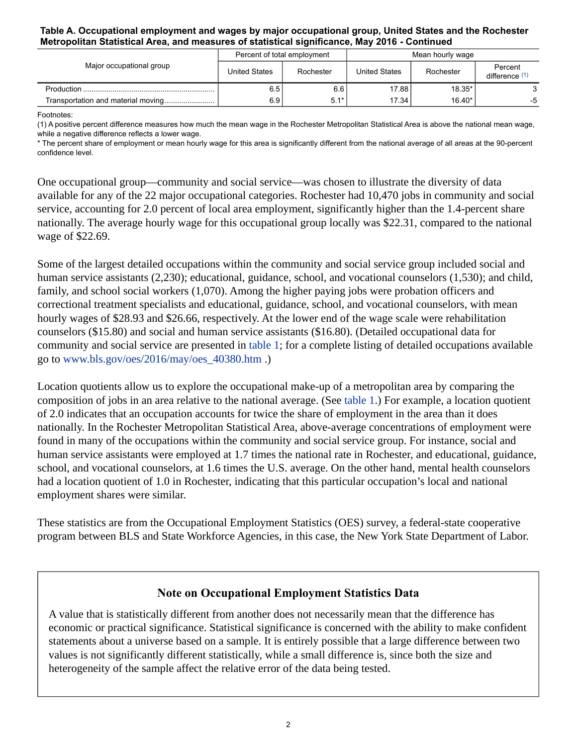**Table A. Occupational employment and wages by major occupational group, United States and the Rochester Metropolitan Statistical Area, and measures of statistical significance, May 2016 - Continued**

| Major occupational group | Percent of total employment | | Mean hourly wage | | |
|---|---|---|---|---|---|
| | United States | Rochester | United States | Rochester | Percent difference (1) |
| Production | 6.5 | 6.6 | 17.88 | 18.35* | 3 |
| Transportation and material moving | 6.9 | 5.1* | 17.34 | 16.40* | -5 |

Footnotes:
(1) A positive percent difference measures how much the mean wage in the Rochester Metropolitan Statistical Area is above the national mean wage, while a negative difference reflects a lower wage.
* The percent share of employment or mean hourly wage for this area is significantly different from the national average of all areas at the 90-percent confidence level.

One occupational group—community and social service—was chosen to illustrate the diversity of data available for any of the 22 major occupational categories. Rochester had 10,470 jobs in community and social service, accounting for 2.0 percent of local area employment, significantly higher than the 1.4-percent share nationally. The average hourly wage for this occupational group locally was $22.31, compared to the national wage of $22.69.

Some of the largest detailed occupations within the community and social service group included social and human service assistants (2,230); educational, guidance, school, and vocational counselors (1,530); and child, family, and school social workers (1,070). Among the higher paying jobs were probation officers and correctional treatment specialists and educational, guidance, school, and vocational counselors, with mean hourly wages of $28.93 and $26.66, respectively. At the lower end of the wage scale were rehabilitation counselors ($15.80) and social and human service assistants ($16.80). (Detailed occupational data for community and social service are presented in table 1; for a complete listing of detailed occupations available go to www.bls.gov/oes/2016/may/oes_40380.htm .)

Location quotients allow us to explore the occupational make-up of a metropolitan area by comparing the composition of jobs in an area relative to the national average. (See table 1.) For example, a location quotient of 2.0 indicates that an occupation accounts for twice the share of employment in the area than it does nationally. In the Rochester Metropolitan Statistical Area, above-average concentrations of employment were found in many of the occupations within the community and social service group. For instance, social and human service assistants were employed at 1.7 times the national rate in Rochester, and educational, guidance, school, and vocational counselors, at 1.6 times the U.S. average. On the other hand, mental health counselors had a location quotient of 1.0 in Rochester, indicating that this particular occupation's local and national employment shares were similar.

These statistics are from the Occupational Employment Statistics (OES) survey, a federal-state cooperative program between BLS and State Workforce Agencies, in this case, the New York State Department of Labor.

## Note on Occupational Employment Statistics Data

A value that is statistically different from another does not necessarily mean that the difference has economic or practical significance. Statistical significance is concerned with the ability to make confident statements about a universe based on a sample. It is entirely possible that a large difference between two values is not significantly different statistically, while a small difference is, since both the size and heterogeneity of the sample affect the relative error of the data being tested.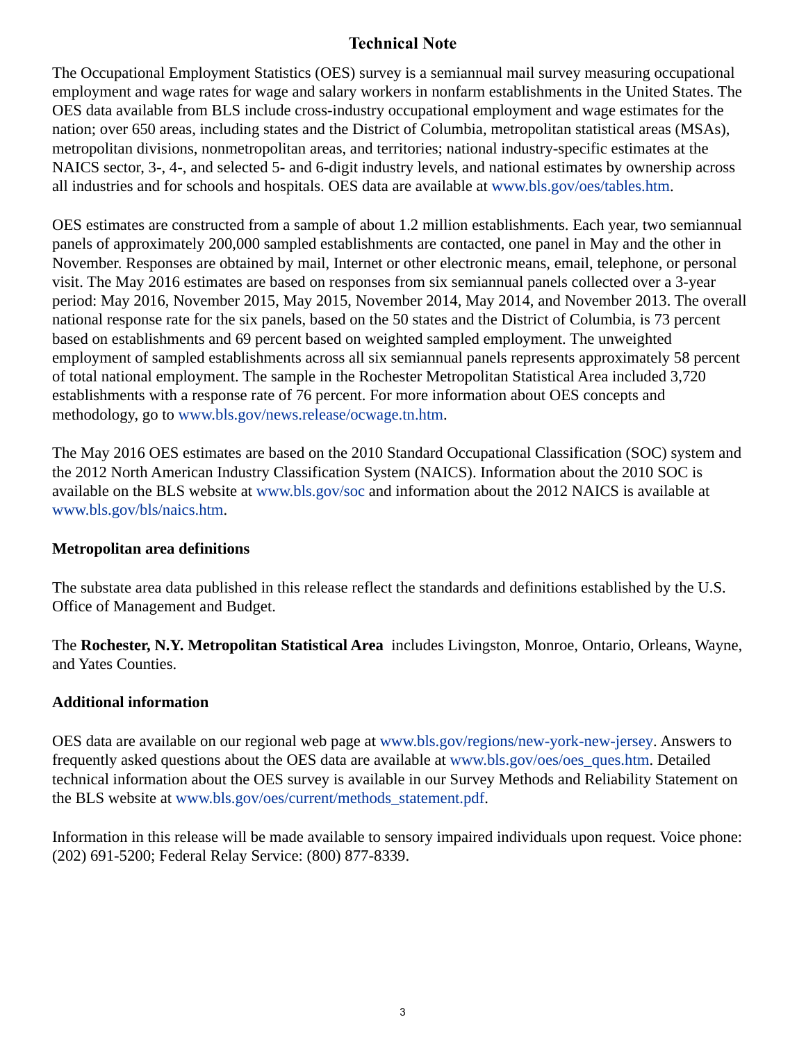## Technical Note

The Occupational Employment Statistics (OES) survey is a semiannual mail survey measuring occupational employment and wage rates for wage and salary workers in nonfarm establishments in the United States. The OES data available from BLS include cross-industry occupational employment and wage estimates for the nation; over 650 areas, including states and the District of Columbia, metropolitan statistical areas (MSAs), metropolitan divisions, nonmetropolitan areas, and territories; national industry-specific estimates at the NAICS sector, 3-, 4-, and selected 5- and 6-digit industry levels, and national estimates by ownership across all industries and for schools and hospitals. OES data are available at www.bls.gov/oes/tables.htm.

OES estimates are constructed from a sample of about 1.2 million establishments. Each year, two semiannual panels of approximately 200,000 sampled establishments are contacted, one panel in May and the other in November. Responses are obtained by mail, Internet or other electronic means, email, telephone, or personal visit. The May 2016 estimates are based on responses from six semiannual panels collected over a 3-year period: May 2016, November 2015, May 2015, November 2014, May 2014, and November 2013. The overall national response rate for the six panels, based on the 50 states and the District of Columbia, is 73 percent based on establishments and 69 percent based on weighted sampled employment. The unweighted employment of sampled establishments across all six semiannual panels represents approximately 58 percent of total national employment. The sample in the Rochester Metropolitan Statistical Area included 3,720 establishments with a response rate of 76 percent. For more information about OES concepts and methodology, go to www.bls.gov/news.release/ocwage.tn.htm.

The May 2016 OES estimates are based on the 2010 Standard Occupational Classification (SOC) system and the 2012 North American Industry Classification System (NAICS). Information about the 2010 SOC is available on the BLS website at www.bls.gov/soc and information about the 2012 NAICS is available at www.bls.gov/bls/naics.htm.

### Metropolitan area definitions

The substate area data published in this release reflect the standards and definitions established by the U.S. Office of Management and Budget.

The **Rochester, N.Y. Metropolitan Statistical Area** includes Livingston, Monroe, Ontario, Orleans, Wayne, and Yates Counties.

### Additional information

OES data are available on our regional web page at www.bls.gov/regions/new-york-new-jersey. Answers to frequently asked questions about the OES data are available at www.bls.gov/oes/oes_ques.htm. Detailed technical information about the OES survey is available in our Survey Methods and Reliability Statement on the BLS website at www.bls.gov/oes/current/methods_statement.pdf.

Information in this release will be made available to sensory impaired individuals upon request. Voice phone: (202) 691-5200; Federal Relay Service: (800) 877-8339.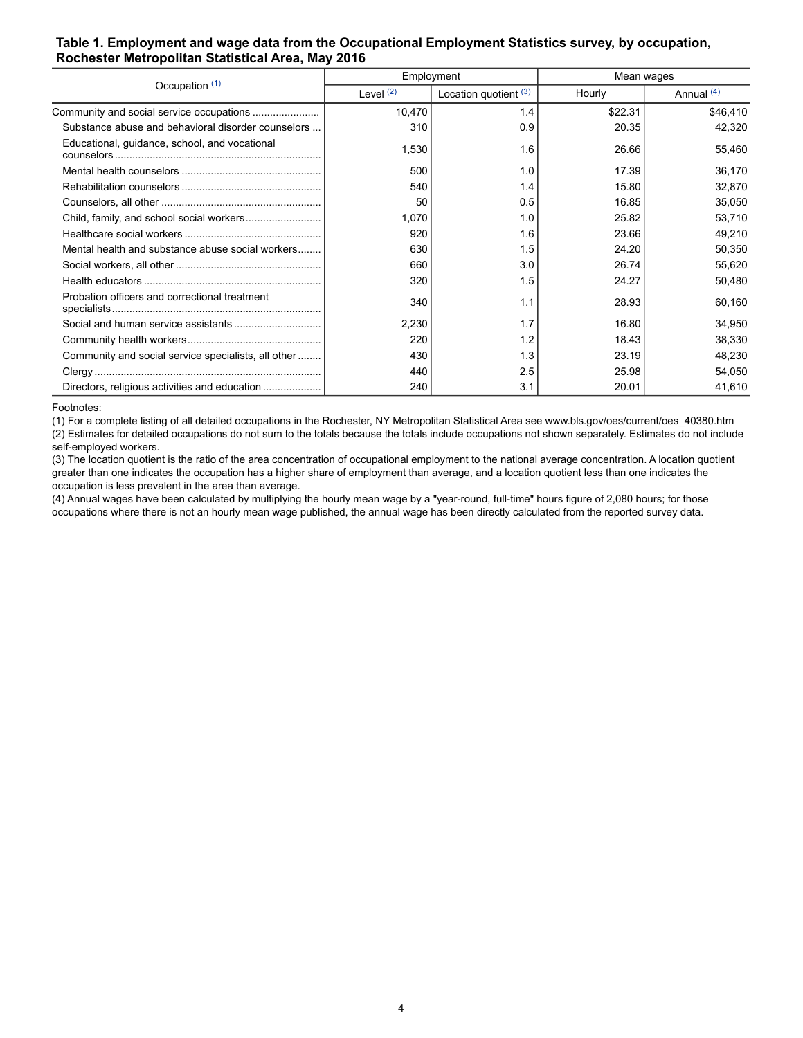**Table 1. Employment and wage data from the Occupational Employment Statistics survey, by occupation, Rochester Metropolitan Statistical Area, May 2016**

| Occupation [(1)] | Employment | | Mean wages | |
|---|---|---|---|---|
| | Level [(2)] | Location quotient [(3)] | Hourly | Annual [(4)] |
| Community and social service occupations | 10,470 | 1.4 | $22.31 | $46,410 |
| Substance abuse and behavioral disorder counselors | 310 | 0.9 | 20.35 | 42,320 |
| Educational, guidance, school, and vocational counselors | 1,530 | 1.6 | 26.66 | 55,460 |
| Mental health counselors | 500 | 1.0 | 17.39 | 36,170 |
| Rehabilitation counselors | 540 | 1.4 | 15.80 | 32,870 |
| Counselors, all other | 50 | 0.5 | 16.85 | 35,050 |
| Child, family, and school social workers | 1,070 | 1.0 | 25.82 | 53,710 |
| Healthcare social workers | 920 | 1.6 | 23.66 | 49,210 |
| Mental health and substance abuse social workers | 630 | 1.5 | 24.20 | 50,350 |
| Social workers, all other | 660 | 3.0 | 26.74 | 55,620 |
| Health educators | 320 | 1.5 | 24.27 | 50,480 |
| Probation officers and correctional treatment specialists | 340 | 1.1 | 28.93 | 60,160 |
| Social and human service assistants | 2,230 | 1.7 | 16.80 | 34,950 |
| Community health workers | 220 | 1.2 | 18.43 | 38,330 |
| Community and social service specialists, all other | 430 | 1.3 | 23.19 | 48,230 |
| Clergy | 440 | 2.5 | 25.98 | 54,050 |
| Directors, religious activities and education | 240 | 3.1 | 20.01 | 41,610 |

Footnotes:

(1) For a complete listing of all detailed occupations in the Rochester, NY Metropolitan Statistical Area see www.bls.gov/oes/current/oes_40380.htm

(2) Estimates for detailed occupations do not sum to the totals because the totals include occupations not shown separately. Estimates do not include self-employed workers.

(3) The location quotient is the ratio of the area concentration of occupational employment to the national average concentration. A location quotient greater than one indicates the occupation has a higher share of employment than average, and a location quotient less than one indicates the occupation is less prevalent in the area than average.

(4) Annual wages have been calculated by multiplying the hourly mean wage by a "year-round, full-time" hours figure of 2,080 hours; for those occupations where there is not an hourly mean wage published, the annual wage has been directly calculated from the reported survey data.